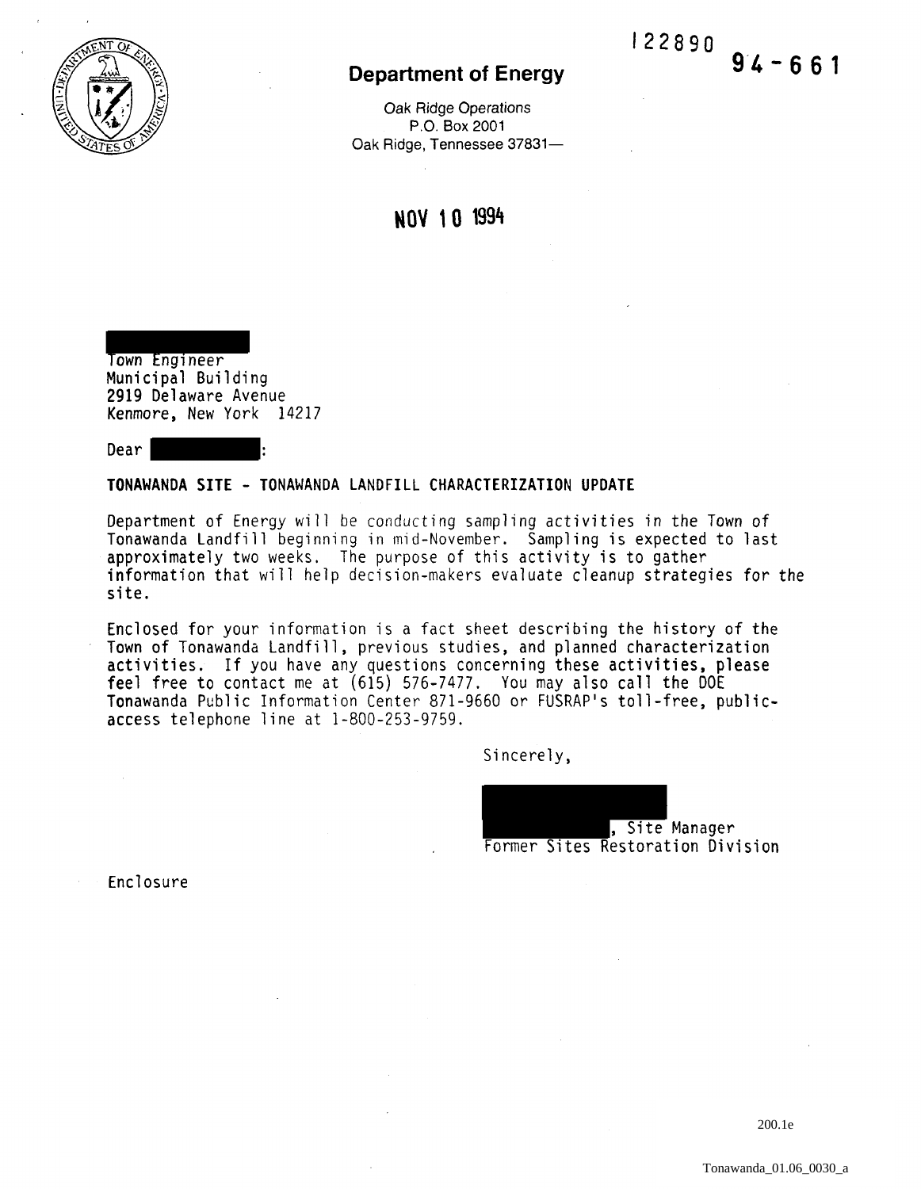122890

**94-661**

**Department of Energy**

Oak Ridge Operations
P.O. Box 2001
Oak Ridge, Tennessee 37831—

**NOV 10 1994**

Town Engineer
Municipal Building
2919 Delaware Avenue
Kenmore, New York 14217

Dear :

**TONAWANDA SITE - TONAWANDA LANDFILL CHARACTERIZATION UPDATE**

Department of Energy will be conducting sampling activities in the Town of Tonawanda Landfill beginning in mid-November. Sampling is expected to last approximately two weeks. The purpose of this activity is to gather information that will help decision-makers evaluate cleanup strategies for the site.

Enclosed for your information is a fact sheet describing the history of the Town of Tonawanda Landfill, previous studies, and planned characterization activities. If you have any questions concerning these activities, please feel free to contact me at (615) 576-7477. You may also call the DOE Tonawanda Public Information Center 871-9660 or FUSRAP's toll-free, public-access telephone line at 1-800-253-9759.

Sincerely,

, Site Manager
Former Sites Restoration Division

Enclosure

200.1e

Tonawanda_01.06_0030_a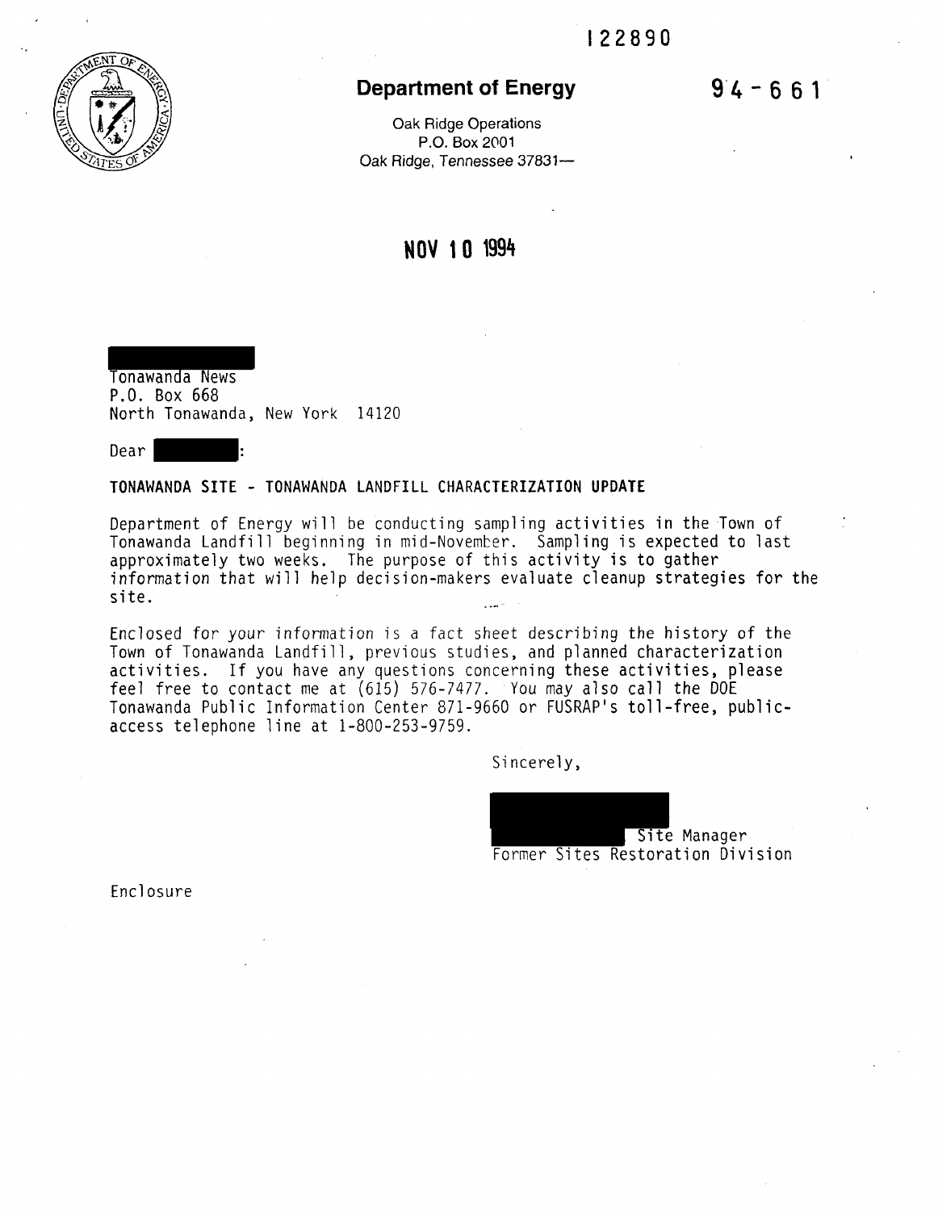122890

**Department of Energy**

94-661

Oak Ridge Operations
P.O. Box 2001
Oak Ridge, Tennessee 37831—

NOV 10 1994

Tonawanda News
P.O. Box 668
North Tonawanda, New York 14120

Dear :

**TONAWANDA SITE - TONAWANDA LANDFILL CHARACTERIZATION UPDATE**

Department of Energy will be conducting sampling activities in the Town of Tonawanda Landfill beginning in mid-November. Sampling is expected to last approximately two weeks. The purpose of this activity is to gather information that will help decision-makers evaluate cleanup strategies for the site.

Enclosed for your information is a fact sheet describing the history of the Town of Tonawanda Landfill, previous studies, and planned characterization activities. If you have any questions concerning these activities, please feel free to contact me at (615) 576-7477. You may also call the DOE Tonawanda Public Information Center 871-9660 or FUSRAP's toll-free, public-access telephone line at 1-800-253-9759.

Sincerely,

Site Manager
Former Sites Restoration Division

Enclosure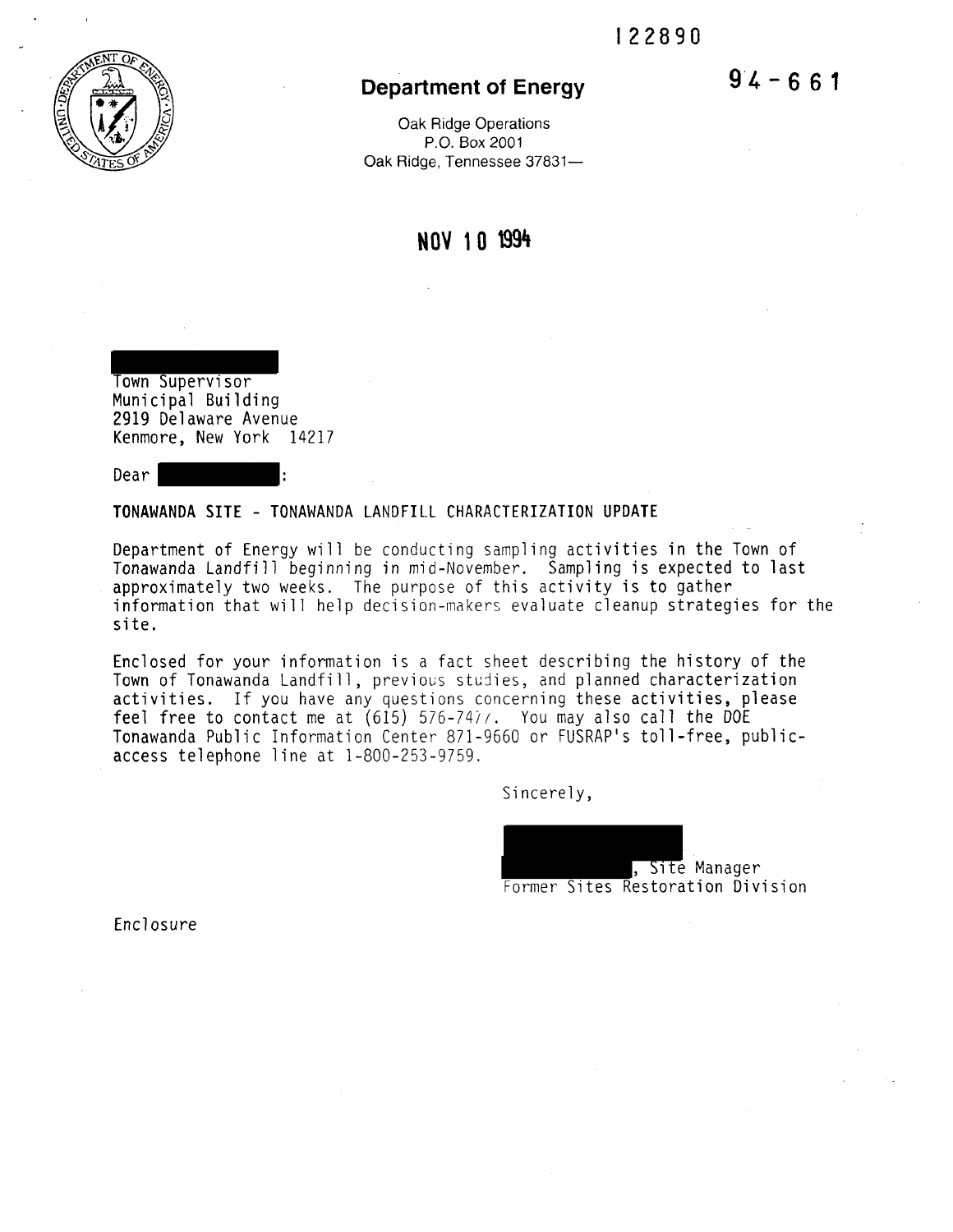122890

94-661

**Department of Energy**

Oak Ridge Operations
P.O. Box 2001
Oak Ridge, Tennessee 37831—

**NOV 10 1994**

Town Supervisor
Municipal Building
2919 Delaware Avenue
Kenmore, New York 14217

Dear :

**TONAWANDA SITE - TONAWANDA LANDFILL CHARACTERIZATION UPDATE**

Department of Energy will be conducting sampling activities in the Town of Tonawanda Landfill beginning in mid-November. Sampling is expected to last approximately two weeks. The purpose of this activity is to gather information that will help decision-makers evaluate cleanup strategies for the site.

Enclosed for your information is a fact sheet describing the history of the Town of Tonawanda Landfill, previous studies, and planned characterization activities. If you have any questions concerning these activities, please feel free to contact me at (615) 576-7477. You may also call the DOE Tonawanda Public Information Center 871-9660 or FUSRAP's toll-free, public-access telephone line at 1-800-253-9759.

Sincerely,

, Site Manager
Former Sites Restoration Division

Enclosure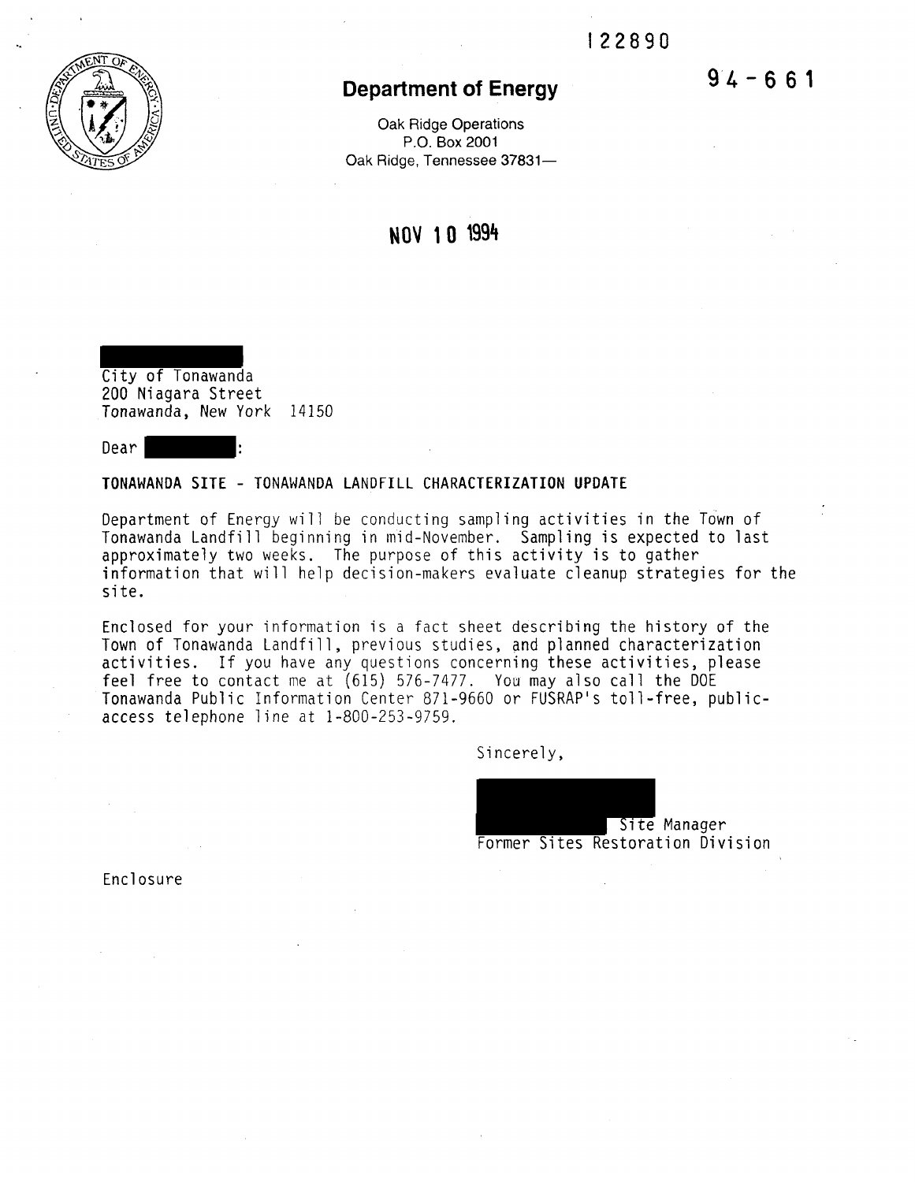122890

94-661

**Department of Energy**

Oak Ridge Operations
P.O. Box 2001
Oak Ridge, Tennessee 37831—

**NOV 10 1994**

City of Tonawanda
200 Niagara Street
Tonawanda, New York 14150

Dear :

**TONAWANDA SITE - TONAWANDA LANDFILL CHARACTERIZATION UPDATE**

Department of Energy will be conducting sampling activities in the Town of Tonawanda Landfill beginning in mid-November. Sampling is expected to last approximately two weeks. The purpose of this activity is to gather information that will help decision-makers evaluate cleanup strategies for the site.

Enclosed for your information is a fact sheet describing the history of the Town of Tonawanda Landfill, previous studies, and planned characterization activities. If you have any questions concerning these activities, please feel free to contact me at (615) 576-7477. You may also call the DOE Tonawanda Public Information Center 871-9660 or FUSRAP's toll-free, public-access telephone line at 1-800-253-9759.

Sincerely,

Site Manager
Former Sites Restoration Division

Enclosure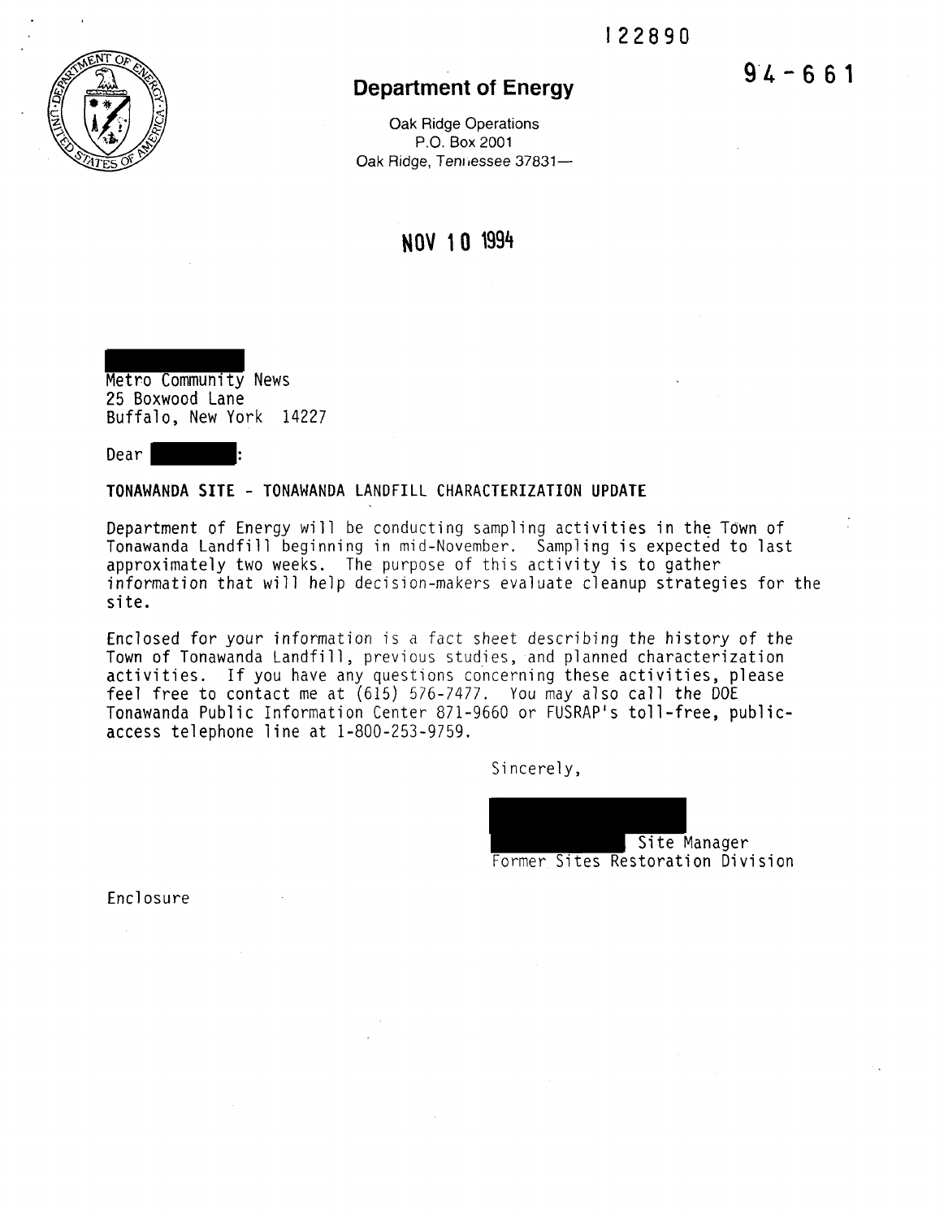122890

94-661

**Department of Energy**

Oak Ridge Operations
P.O. Box 2001
Oak Ridge, Tennessee 37831—

NOV 10 1994

Metro Community News
25 Boxwood Lane
Buffalo, New York 14227

Dear :

**TONAWANDA SITE - TONAWANDA LANDFILL CHARACTERIZATION UPDATE**

Department of Energy will be conducting sampling activities in the Town of Tonawanda Landfill beginning in mid-November. Sampling is expected to last approximately two weeks. The purpose of this activity is to gather information that will help decision-makers evaluate cleanup strategies for the site.

Enclosed for your information is a fact sheet describing the history of the Town of Tonawanda Landfill, previous studies, and planned characterization activities. If you have any questions concerning these activities, please feel free to contact me at (615) 576-7477. You may also call the DOE Tonawanda Public Information Center 871-9660 or FUSRAP's toll-free, public-access telephone line at 1-800-253-9759.

Sincerely,

Site Manager
Former Sites Restoration Division

Enclosure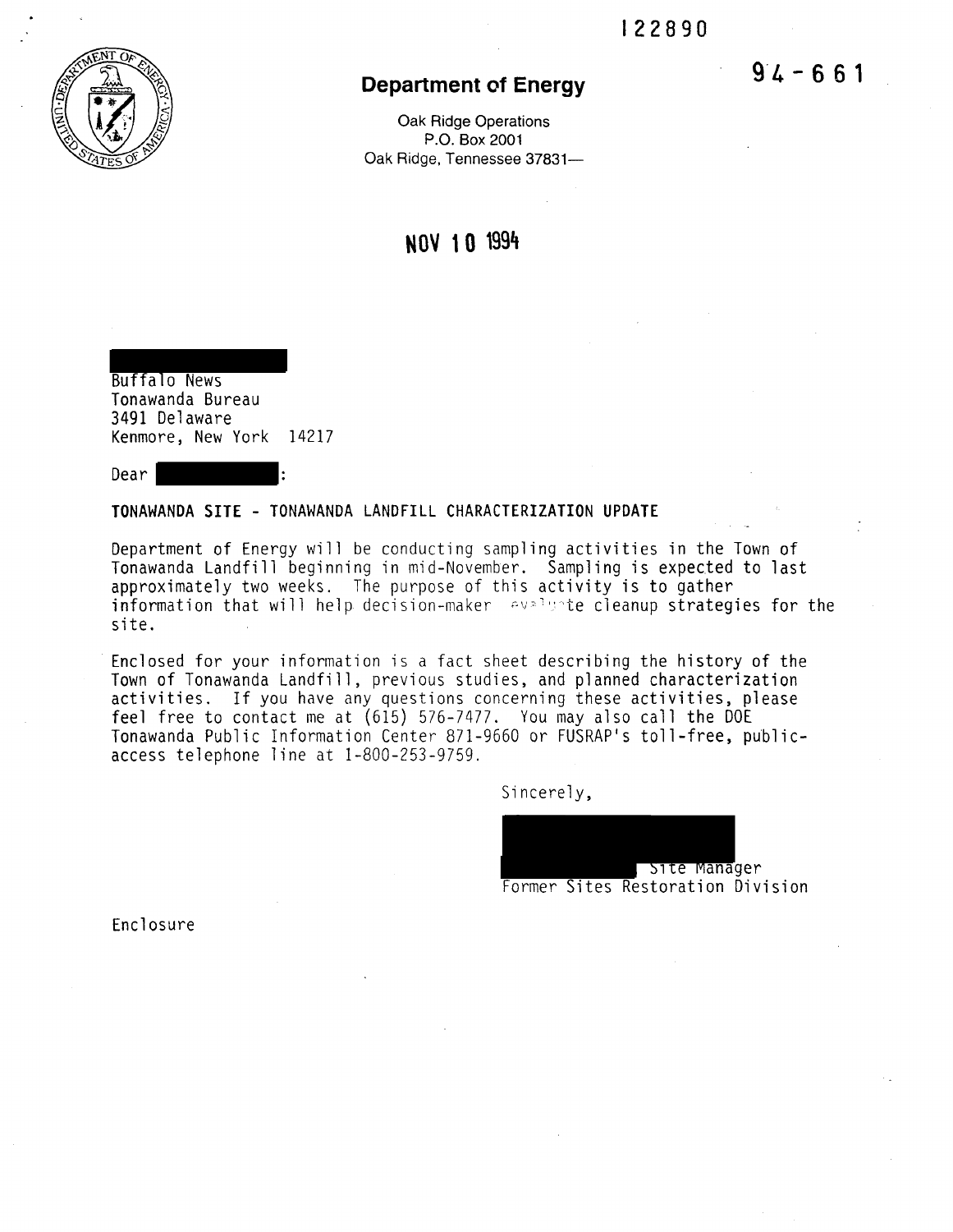122890

94-661

**Department of Energy**

Oak Ridge Operations
P.O. Box 2001
Oak Ridge, Tennessee 37831—

NOV 10 1994

Buffalo News
Tonawanda Bureau
3491 Delaware
Kenmore, New York 14217

Dear :

**TONAWANDA SITE - TONAWANDA LANDFILL CHARACTERIZATION UPDATE**

Department of Energy will be conducting sampling activities in the Town of Tonawanda Landfill beginning in mid-November. Sampling is expected to last approximately two weeks. The purpose of this activity is to gather information that will help decision-maker evaluate cleanup strategies for the site.

Enclosed for your information is a fact sheet describing the history of the Town of Tonawanda Landfill, previous studies, and planned characterization activities. If you have any questions concerning these activities, please feel free to contact me at (615) 576-7477. You may also call the DOE Tonawanda Public Information Center 871-9660 or FUSRAP's toll-free, public-access telephone line at 1-800-253-9759.

Sincerely,

Site Manager
Former Sites Restoration Division

Enclosure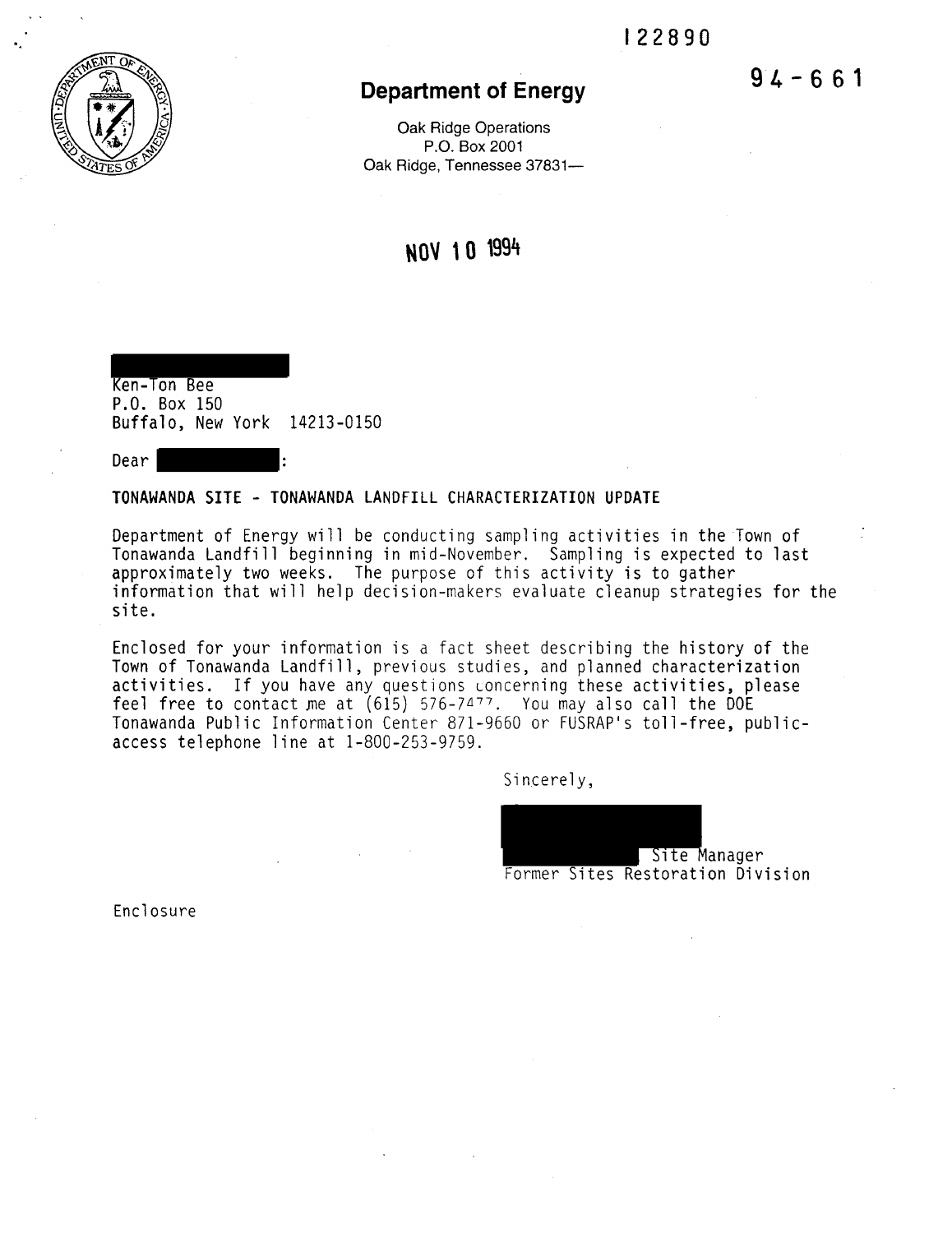122890

94-661

**Department of Energy**

Oak Ridge Operations
P.O. Box 2001
Oak Ridge, Tennessee 37831—

NOV 10 1994

Ken-Ton Bee
P.O. Box 150
Buffalo, New York 14213-0150

Dear :

**TONAWANDA SITE - TONAWANDA LANDFILL CHARACTERIZATION UPDATE**

Department of Energy will be conducting sampling activities in the Town of Tonawanda Landfill beginning in mid-November. Sampling is expected to last approximately two weeks. The purpose of this activity is to gather information that will help decision-makers evaluate cleanup strategies for the site.

Enclosed for your information is a fact sheet describing the history of the Town of Tonawanda Landfill, previous studies, and planned characterization activities. If you have any questions concerning these activities, please feel free to contact me at (615) 576-7477. You may also call the DOE Tonawanda Public Information Center 871-9660 or FUSRAP's toll-free, public-access telephone line at 1-800-253-9759.

Sincerely,

Site Manager
Former Sites Restoration Division

Enclosure